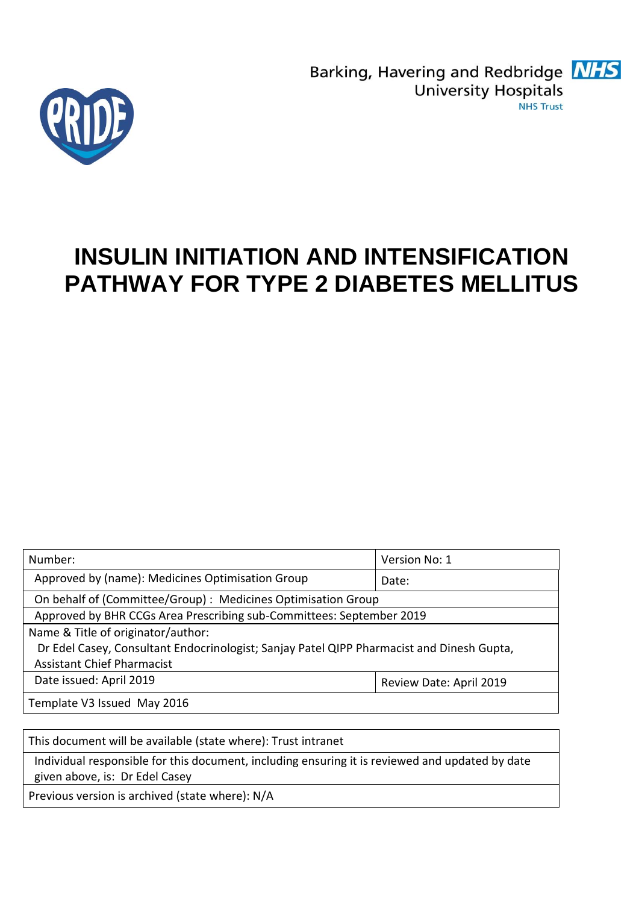Barking, Havering and Redbridge University Hospitals NHS Trust

# INSULIN INITIATION AND INTENSIFICATION PATHWAY FOR TYPE 2 DIABETES MELLITUS

| Number: | Version No: 1 |
|---|---|
| Approved by (name): Medicines Optimisation Group | Date: |
| On behalf of (Committee/Group) : Medicines Optimisation Group | |
| Approved by BHR CCGs Area Prescribing sub-Committees: September 2019 | |
| Name & Title of originator/author: Dr Edel Casey, Consultant Endocrinologist; Sanjay Patel QIPP Pharmacist and Dinesh Gupta, Assistant Chief Pharmacist | |
| Date issued: April 2019 | Review Date: April 2019 |
| Template V3 Issued May 2016 | |

| This document will be available (state where): Trust intranet |
|---|
| Individual responsible for this document, including ensuring it is reviewed and updated by date given above, is: Dr Edel Casey |
| Previous version is archived (state where): N/A |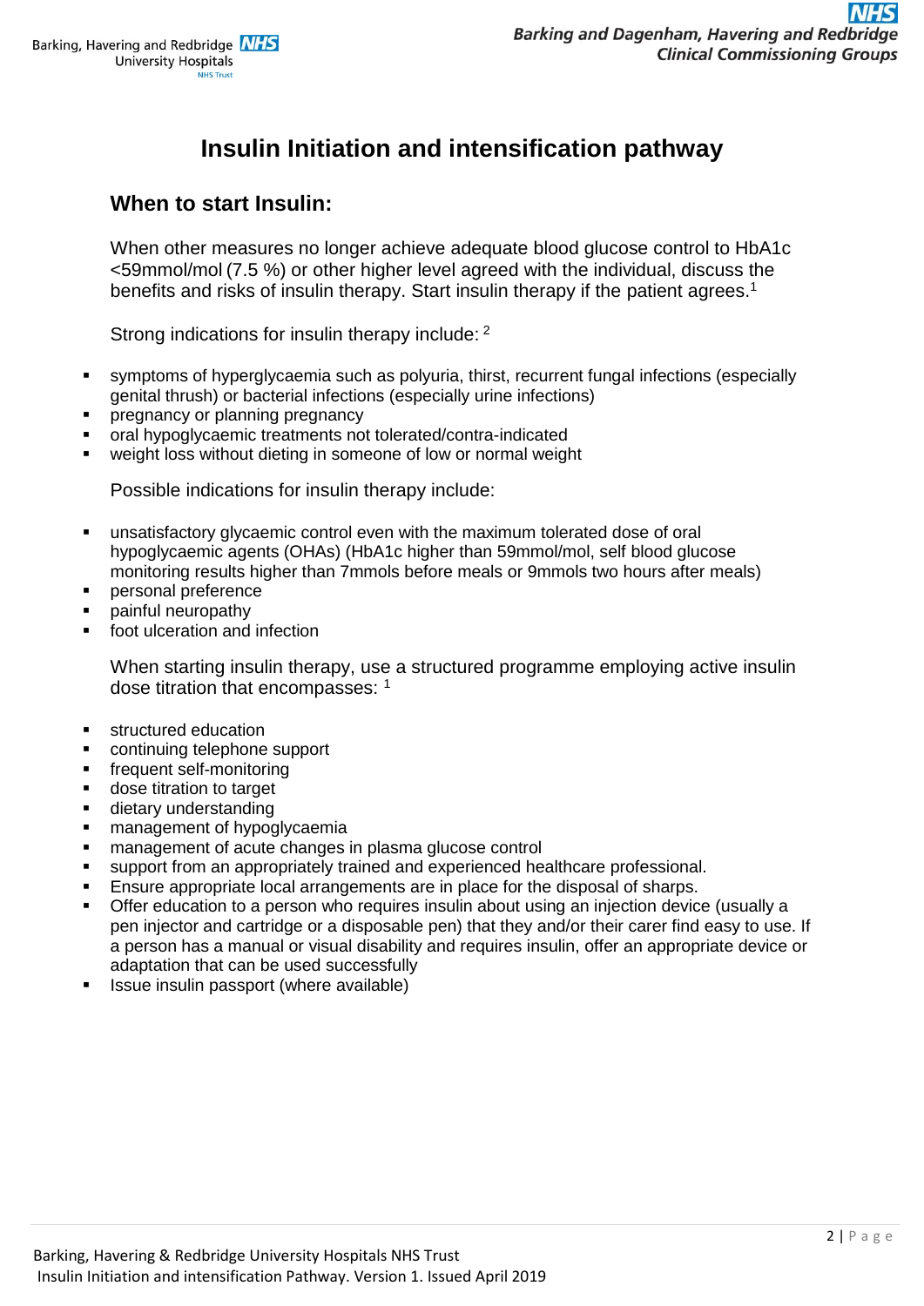# Insulin Initiation and intensification pathway

## When to start Insulin:

When other measures no longer achieve adequate blood glucose control to HbA1c <59mmol/mol (7.5 %) or other higher level agreed with the individual, discuss the benefits and risks of insulin therapy. Start insulin therapy if the patient agrees.[1]

Strong indications for insulin therapy include: [2]

- symptoms of hyperglycaemia such as polyuria, thirst, recurrent fungal infections (especially genital thrush) or bacterial infections (especially urine infections)
- pregnancy or planning pregnancy
- oral hypoglycaemic treatments not tolerated/contra-indicated
- weight loss without dieting in someone of low or normal weight

Possible indications for insulin therapy include:

- unsatisfactory glycaemic control even with the maximum tolerated dose of oral hypoglycaemic agents (OHAs) (HbA1c higher than 59mmol/mol, self blood glucose monitoring results higher than 7mmols before meals or 9mmols two hours after meals)
- personal preference
- painful neuropathy
- foot ulceration and infection

When starting insulin therapy, use a structured programme employing active insulin dose titration that encompasses: [1]

- structured education
- continuing telephone support
- frequent self-monitoring
- dose titration to target
- dietary understanding
- management of hypoglycaemia
- management of acute changes in plasma glucose control
- support from an appropriately trained and experienced healthcare professional.
- Ensure appropriate local arrangements are in place for the disposal of sharps.
- Offer education to a person who requires insulin about using an injection device (usually a pen injector and cartridge or a disposable pen) that they and/or their carer find easy to use. If a person has a manual or visual disability and requires insulin, offer an appropriate device or adaptation that can be used successfully
- Issue insulin passport (where available)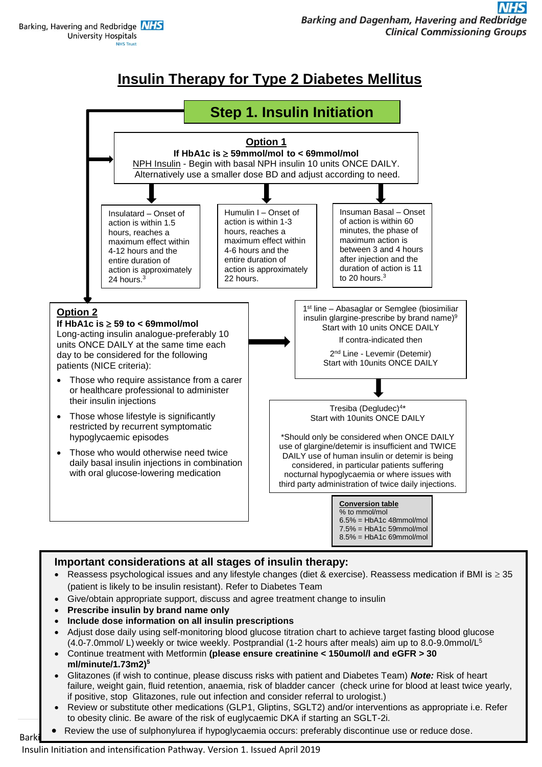# Insulin Therapy for Type 2 Diabetes Mellitus

## Step 1. Insulin Initiation

### Option 1

**If HbA1c is ≥ 59mmol/mol to < 69mmol/mol**

NPH Insulin - Begin with basal NPH insulin 10 units ONCE DAILY. Alternatively use a smaller dose BD and adjust according to need.

- Insulatard – Onset of action is within 1.5 hours, reaches a maximum effect within 4-12 hours and the entire duration of action is approximately 24 hours.[3]
- Humulin I – Onset of action is within 1-3 hours, reaches a maximum effect within 4-6 hours and the entire duration of action is approximately 22 hours.
- Insuman Basal – Onset of action is within 60 minutes, the phase of maximum action is between 3 and 4 hours after injection and the duration of action is 11 to 20 hours.[3]

### Option 2

**If HbA1c is ≥ 59 to < 69mmol/mol**

Long-acting insulin analogue-preferably 10 units ONCE DAILY at the same time each day to be considered for the following patients (NICE criteria):

- Those who require assistance from a carer or healthcare professional to administer their insulin injections
- Those whose lifestyle is significantly restricted by recurrent symptomatic hypoglycaemic episodes
- Those who would otherwise need twice daily basal insulin injections in combination with oral glucose-lowering medication

1st line – Abasaglar or Semglee (biosimiliar insulin glargine-prescribe by brand name)[9]
Start with 10 units ONCE DAILY

If contra-indicated then

2nd Line - Levemir (Detemir)
Start with 10units ONCE DAILY

Tresiba (Degludec)[4*]
Start with 10units ONCE DAILY

*Should only be considered when ONCE DAILY use of glargine/detemir is insufficient and TWICE DAILY use of human insulin or detemir is being considered, in particular patients suffering nocturnal hypoglycaemia or where issues with third party administration of twice daily injections.

**Conversion table**

| % to mmol/mol |
|---|
| 6.5% = HbA1c 48mmol/mol |
| 7.5% = HbA1c 59mmol/mol |
| 8.5% = HbA1c 69mmol/mol |

### Important considerations at all stages of insulin therapy:

- Reassess psychological issues and any lifestyle changes (diet & exercise). Reassess medication if BMI is ≥ 35 (patient is likely to be insulin resistant). Refer to Diabetes Team
- Give/obtain appropriate support, discuss and agree treatment change to insulin
- **Prescribe insulin by brand name only**
- **Include dose information on all insulin prescriptions**
- Adjust dose daily using self-monitoring blood glucose titration chart to achieve target fasting blood glucose (4.0-7.0mmol/ L) weekly or twice weekly. Postprandial (1-2 hours after meals) aim up to 8.0-9.0mmol/L[5]
- Continue treatment with Metformin **(please ensure creatinine < 150umol/l and eGFR > 30 ml/minute/1.73m2)[5]**
- Glitazones (if wish to continue, please discuss risks with patient and Diabetes Team) ***Note:*** Risk of heart failure, weight gain, fluid retention, anaemia, risk of bladder cancer (check urine for blood at least twice yearly, if positive, stop Glitazones, rule out infection and consider referral to urologist.)
- Review or substitute other medications (GLP1, Gliptins, SGLT2) and/or interventions as appropriate i.e. Refer to obesity clinic. Be aware of the risk of euglycaemic DKA if starting an SGLT-2i.
- Review the use of sulphonylurea if hypoglycaemia occurs: preferably discontinue use or reduce dose.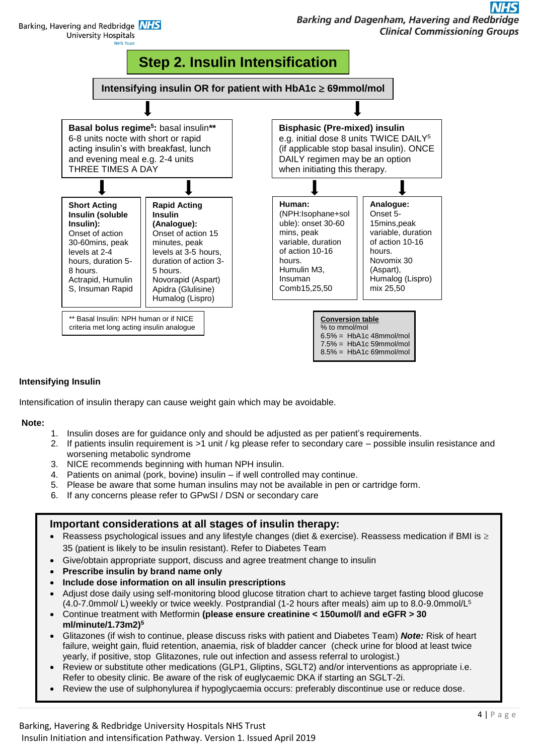# Step 2. Insulin Intensification

**Intensifying insulin OR for patient with HbA1c ≥ 69mmol/mol**

**Basal bolus regime[5]:** basal insulin** 6-8 units nocte with short or rapid acting insulin's with breakfast, lunch and evening meal e.g. 2-4 units THREE TIMES A DAY

- **Short Acting Insulin (soluble Insulin):** Onset of action 30-60mins, peak levels at 2-4 hours, duration 5-8 hours. Actrapid, Humulin S, Insuman Rapid
- **Rapid Acting Insulin (Analogue):** Onset of action 15 minutes, peak levels at 3-5 hours, duration of action 3-5 hours. Novorapid (Aspart) Apidra (Glulisine) Humalog (Lispro)

** Basal Insulin: NPH human or if NICE criteria met long acting insulin analogue

**Bisphasic (Pre-mixed) insulin** e.g. initial dose 8 units TWICE DAILY[5] (if applicable stop basal insulin). ONCE DAILY regimen may be an option when initiating this therapy.

- **Human:** (NPH:Isophane+soluble): onset 30-60 mins, peak variable, duration of action 10-16 hours. Humulin M3, Insuman Comb15,25,50
- **Analogue:** Onset 5-15mins,peak variable, duration of action 10-16 hours. Novomix 30 (Aspart), Humalog (Lispro) mix 25,50

**Conversion table**

| % to mmol/mol | |
|---|---|
| 6.5% = | HbA1c 48mmol/mol |
| 7.5% = | HbA1c 59mmol/mol |
| 8.5% = | HbA1c 69mmol/mol |

**Intensifying Insulin**

Intensification of insulin therapy can cause weight gain which may be avoidable.

**Note:**

1. Insulin doses are for guidance only and should be adjusted as per patient's requirements.
2. If patients insulin requirement is >1 unit / kg please refer to secondary care – possible insulin resistance and worsening metabolic syndrome
3. NICE recommends beginning with human NPH insulin.
4. Patients on animal (pork, bovine) insulin – if well controlled may continue.
5. Please be aware that some human insulins may not be available in pen or cartridge form.
6. If any concerns please refer to GPwSI / DSN or secondary care

## Important considerations at all stages of insulin therapy:

- Reassess psychological issues and any lifestyle changes (diet & exercise). Reassess medication if BMI is ≥ 35 (patient is likely to be insulin resistant). Refer to Diabetes Team
- Give/obtain appropriate support, discuss and agree treatment change to insulin
- **Prescribe insulin by brand name only**
- **Include dose information on all insulin prescriptions**
- Adjust dose daily using self-monitoring blood glucose titration chart to achieve target fasting blood glucose (4.0-7.0mmol/ L) weekly or twice weekly. Postprandial (1-2 hours after meals) aim up to 8.0-9.0mmol/L[5]
- Continue treatment with Metformin **(please ensure creatinine < 150umol/l and eGFR > 30 ml/minute/1.73m2)[5]**
- Glitazones (if wish to continue, please discuss risks with patient and Diabetes Team) ***Note:*** Risk of heart failure, weight gain, fluid retention, anaemia, risk of bladder cancer (check urine for blood at least twice yearly, if positive, stop Glitazones, rule out infection and assess referral to urologist.)
- Review or substitute other medications (GLP1, Gliptins, SGLT2) and/or interventions as appropriate i.e. Refer to obesity clinic. Be aware of the risk of euglycaemic DKA if starting an SGLT-2i.
- Review the use of sulphonylurea if hypoglycaemia occurs: preferably discontinue use or reduce dose.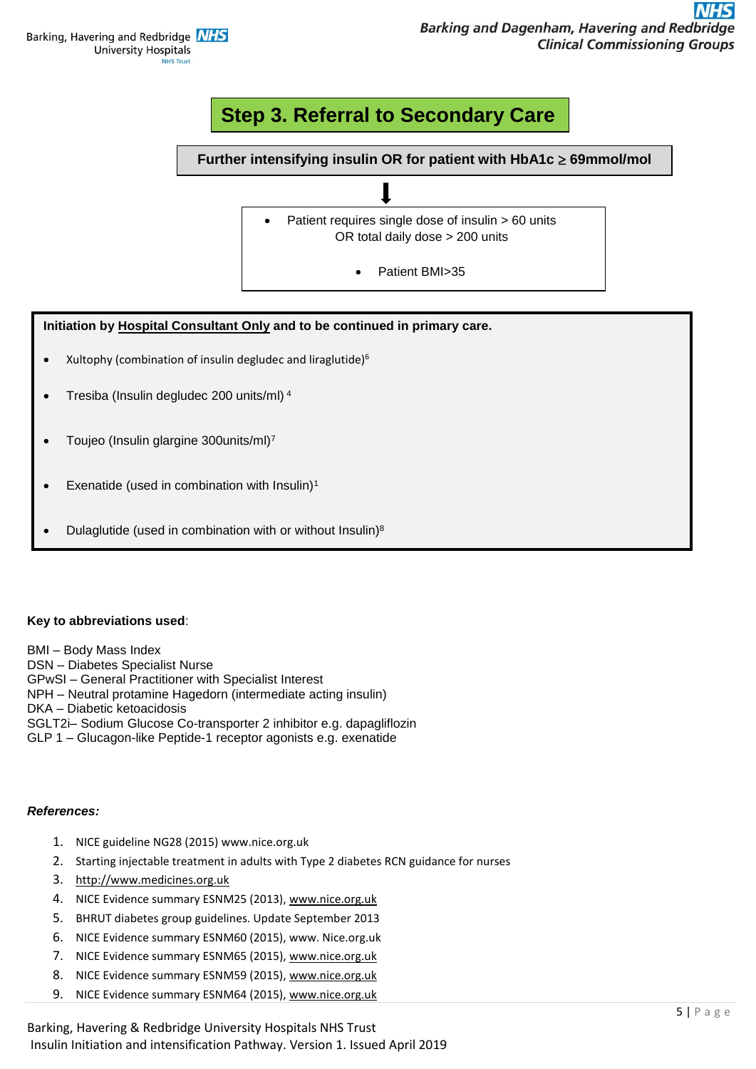# Step 3. Referral to Secondary Care

**Further intensifying insulin OR for patient with HbA1c ≥ 69mmol/mol**

- Patient requires single dose of insulin > 60 units OR total daily dose > 200 units
- Patient BMI>35

**Initiation by <u>Hospital Consultant Only</u> and to be continued in primary care.**

- Xultophy (combination of insulin degludec and liraglutide)[6]
- Tresiba (Insulin degludec 200 units/ml) [4]
- Toujeo (Insulin glargine 300units/ml)[7]
- Exenatide (used in combination with Insulin)[1]
- Dulaglutide (used in combination with or without Insulin)[8]

**Key to abbreviations used**:

BMI – Body Mass Index
DSN – Diabetes Specialist Nurse
GPwSI – General Practitioner with Specialist Interest
NPH – Neutral protamine Hagedorn (intermediate acting insulin)
DKA – Diabetic ketoacidosis
SGLT2i– Sodium Glucose Co-transporter 2 inhibitor e.g. dapagliflozin
GLP 1 – Glucagon-like Peptide-1 receptor agonists e.g. exenatide

***References:***

1. NICE guideline NG28 (2015) www.nice.org.uk
2. Starting injectable treatment in adults with Type 2 diabetes RCN guidance for nurses
3. http://www.medicines.org.uk
4. NICE Evidence summary ESNM25 (2013), www.nice.org.uk
5. BHRUT diabetes group guidelines. Update September 2013
6. NICE Evidence summary ESNM60 (2015), www. Nice.org.uk
7. NICE Evidence summary ESNM65 (2015), www.nice.org.uk
8. NICE Evidence summary ESNM59 (2015), www.nice.org.uk
9. NICE Evidence summary ESNM64 (2015), www.nice.org.uk